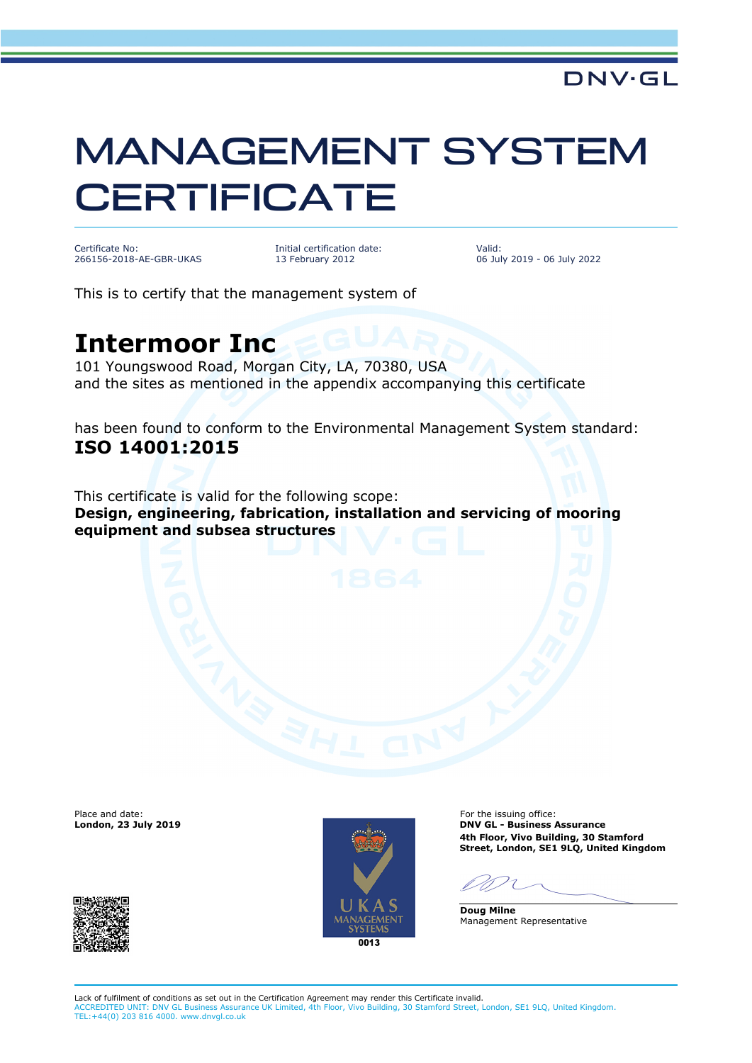DNV·GL

# MANAGEMENT SYSTEM CERTIFICATE

Certificate No:
266156-2018-AE-GBR-UKAS

Initial certification date:
13 February 2012

Valid:
06 July 2019 - 06 July 2022

This is to certify that the management system of

## Intermoor Inc

101 Youngswood Road, Morgan City, LA, 70380, USA
and the sites as mentioned in the appendix accompanying this certificate

has been found to conform to the Environmental Management System standard:
**ISO 14001:2015**

This certificate is valid for the following scope:
**Design, engineering, fabrication, installation and servicing of mooring equipment and subsea structures**

Place and date:
**London, 23 July 2019**

UKAS MANAGEMENT SYSTEMS
0013

For the issuing office:
**DNV GL - Business Assurance**
**4th Floor, Vivo Building, 30 Stamford Street, London, SE1 9LQ, United Kingdom**

**Doug Milne**
Management Representative

Lack of fulfilment of conditions as set out in the Certification Agreement may render this Certificate invalid.
ACCREDITED UNIT: DNV GL Business Assurance UK Limited, 4th Floor, Vivo Building, 30 Stamford Street, London, SE1 9LQ, United Kingdom.
TEL:+44(0) 203 816 4000. www.dnvgl.co.uk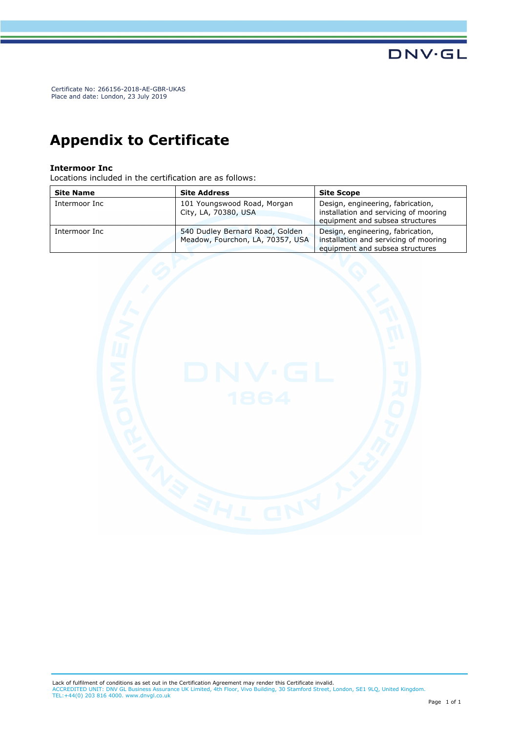Certificate No: 266156-2018-AE-GBR-UKAS
Place and date: London, 23 July 2019

# Appendix to Certificate

**Intermoor Inc**
Locations included in the certification are as follows:

| Site Name | Site Address | Site Scope |
|---|---|---|
| Intermoor Inc | 101 Youngswood Road, Morgan City, LA, 70380, USA | Design, engineering, fabrication, installation and servicing of mooring equipment and subsea structures |
| Intermoor Inc | 540 Dudley Bernard Road, Golden Meadow, Fourchon, LA, 70357, USA | Design, engineering, fabrication, installation and servicing of mooring equipment and subsea structures |

Lack of fulfilment of conditions as set out in the Certification Agreement may render this Certificate invalid.
ACCREDITED UNIT: DNV GL Business Assurance UK Limited, 4th Floor, Vivo Building, 30 Stamford Street, London, SE1 9LQ, United Kingdom.
TEL:+44(0) 203 816 4000. www.dnvgl.co.uk